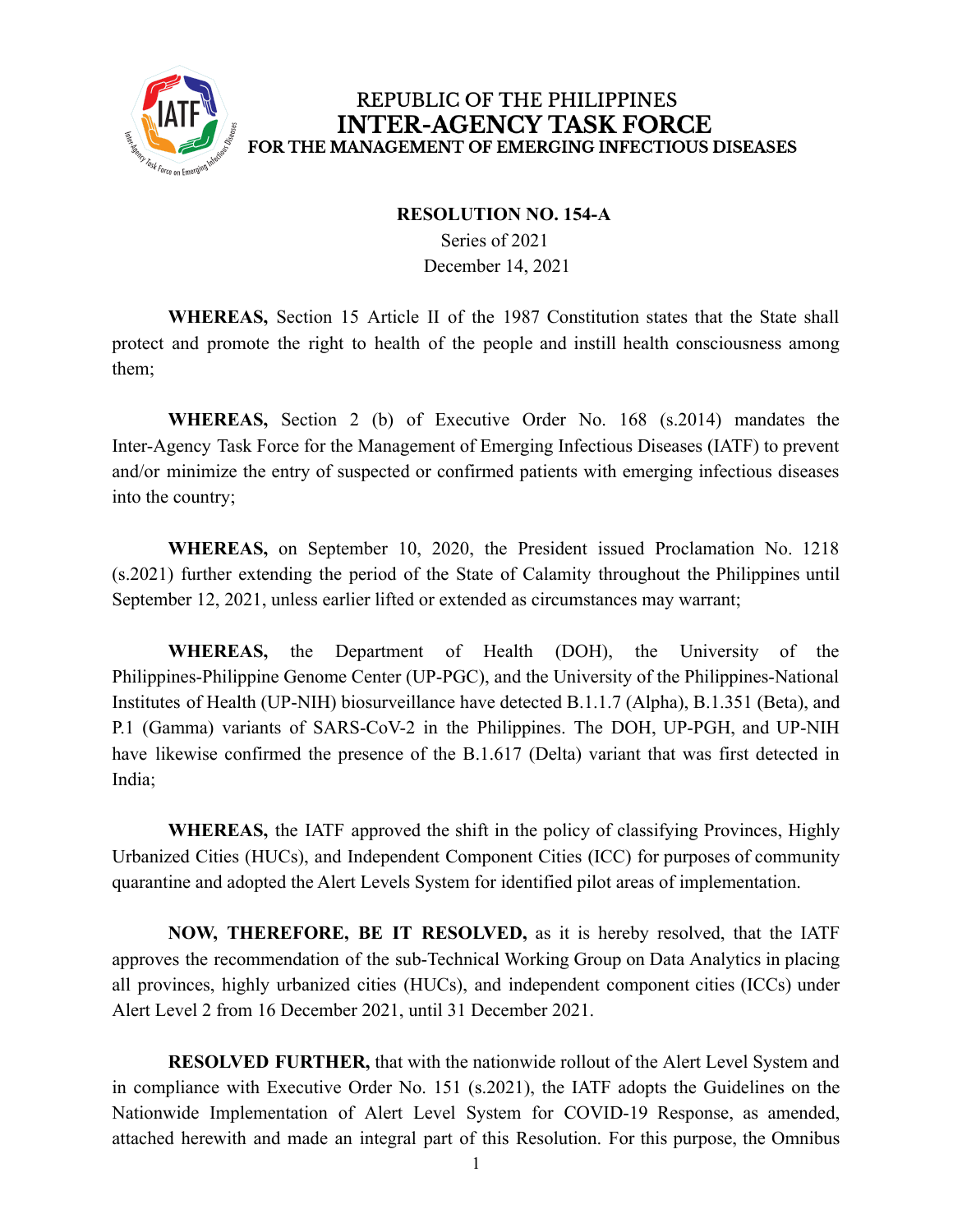# REPUBLIC OF THE PHILIPPINES
# INTER-AGENCY TASK FORCE
## FOR THE MANAGEMENT OF EMERGING INFECTIOUS DISEASES

**RESOLUTION NO. 154-A**

Series of 2021

December 14, 2021

**WHEREAS,** Section 15 Article II of the 1987 Constitution states that the State shall protect and promote the right to health of the people and instill health consciousness among them;

**WHEREAS,** Section 2 (b) of Executive Order No. 168 (s.2014) mandates the Inter-Agency Task Force for the Management of Emerging Infectious Diseases (IATF) to prevent and/or minimize the entry of suspected or confirmed patients with emerging infectious diseases into the country;

**WHEREAS,** on September 10, 2020, the President issued Proclamation No. 1218 (s.2021) further extending the period of the State of Calamity throughout the Philippines until September 12, 2021, unless earlier lifted or extended as circumstances may warrant;

**WHEREAS,** the Department of Health (DOH), the University of the Philippines-Philippine Genome Center (UP-PGC), and the University of the Philippines-National Institutes of Health (UP-NIH) biosurveillance have detected B.1.1.7 (Alpha), B.1.351 (Beta), and P.1 (Gamma) variants of SARS-CoV-2 in the Philippines. The DOH, UP-PGH, and UP-NIH have likewise confirmed the presence of the B.1.617 (Delta) variant that was first detected in India;

**WHEREAS,** the IATF approved the shift in the policy of classifying Provinces, Highly Urbanized Cities (HUCs), and Independent Component Cities (ICC) for purposes of community quarantine and adopted the Alert Levels System for identified pilot areas of implementation.

**NOW, THEREFORE, BE IT RESOLVED,** as it is hereby resolved, that the IATF approves the recommendation of the sub-Technical Working Group on Data Analytics in placing all provinces, highly urbanized cities (HUCs), and independent component cities (ICCs) under Alert Level 2 from 16 December 2021, until 31 December 2021.

**RESOLVED FURTHER,** that with the nationwide rollout of the Alert Level System and in compliance with Executive Order No. 151 (s.2021), the IATF adopts the Guidelines on the Nationwide Implementation of Alert Level System for COVID-19 Response, as amended, attached herewith and made an integral part of this Resolution. For this purpose, the Omnibus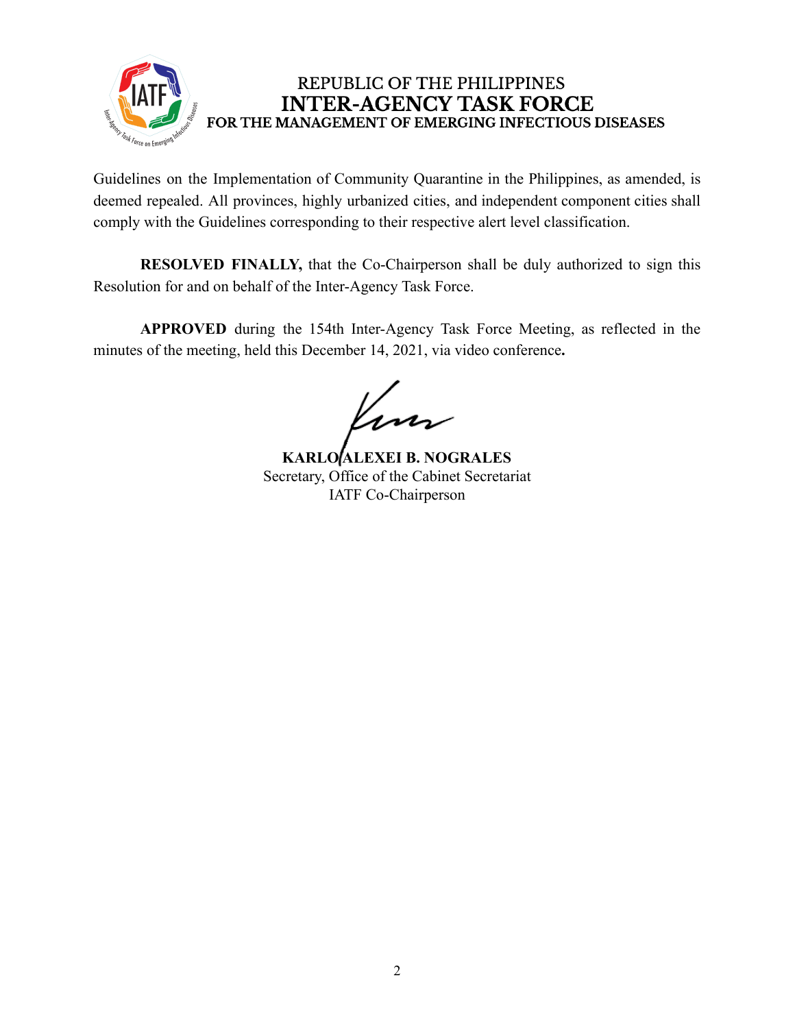Guidelines on the Implementation of Community Quarantine in the Philippines, as amended, is deemed repealed. All provinces, highly urbanized cities, and independent component cities shall comply with the Guidelines corresponding to their respective alert level classification.

**RESOLVED FINALLY,** that the Co-Chairperson shall be duly authorized to sign this Resolution for and on behalf of the Inter-Agency Task Force.

**APPROVED** during the 154th Inter-Agency Task Force Meeting, as reflected in the minutes of the meeting, held this December 14, 2021, via video conference**.**

**KARLO ALEXEI B. NOGRALES**
Secretary, Office of the Cabinet Secretariat
IATF Co-Chairperson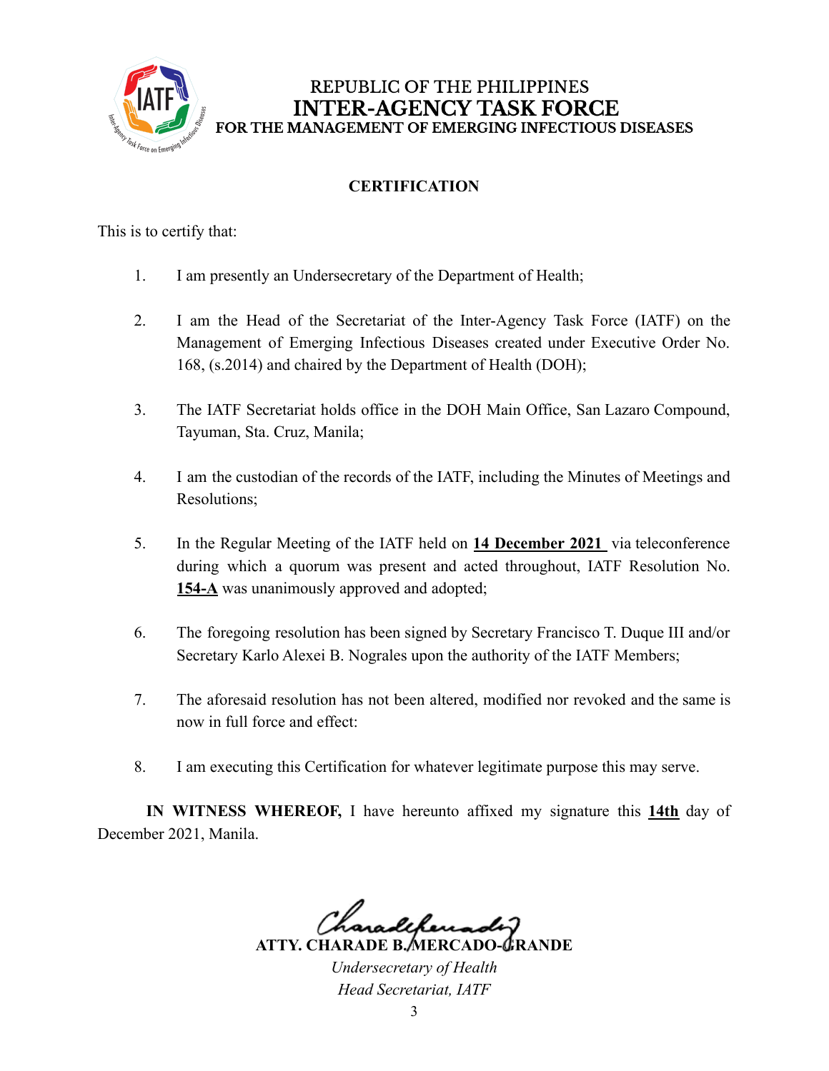REPUBLIC OF THE PHILIPPINES
**INTER-AGENCY TASK FORCE**
**FOR THE MANAGEMENT OF EMERGING INFECTIOUS DISEASES**

## CERTIFICATION

This is to certify that:

1. I am presently an Undersecretary of the Department of Health;
2. I am the Head of the Secretariat of the Inter-Agency Task Force (IATF) on the Management of Emerging Infectious Diseases created under Executive Order No. 168, (s.2014) and chaired by the Department of Health (DOH);
3. The IATF Secretariat holds office in the DOH Main Office, San Lazaro Compound, Tayuman, Sta. Cruz, Manila;
4. I am the custodian of the records of the IATF, including the Minutes of Meetings and Resolutions;
5. In the Regular Meeting of the IATF held on **14 December 2021** via teleconference during which a quorum was present and acted throughout, IATF Resolution No. **154-A** was unanimously approved and adopted;
6. The foregoing resolution has been signed by Secretary Francisco T. Duque III and/or Secretary Karlo Alexei B. Nograles upon the authority of the IATF Members;
7. The aforesaid resolution has not been altered, modified nor revoked and the same is now in full force and effect:
8. I am executing this Certification for whatever legitimate purpose this may serve.

**IN WITNESS WHEREOF,** I have hereunto affixed my signature this **14th** day of December 2021, Manila.

**ATTY. CHARADE B. MERCADO-GRANDE**
*Undersecretary of Health*
*Head Secretariat, IATF*